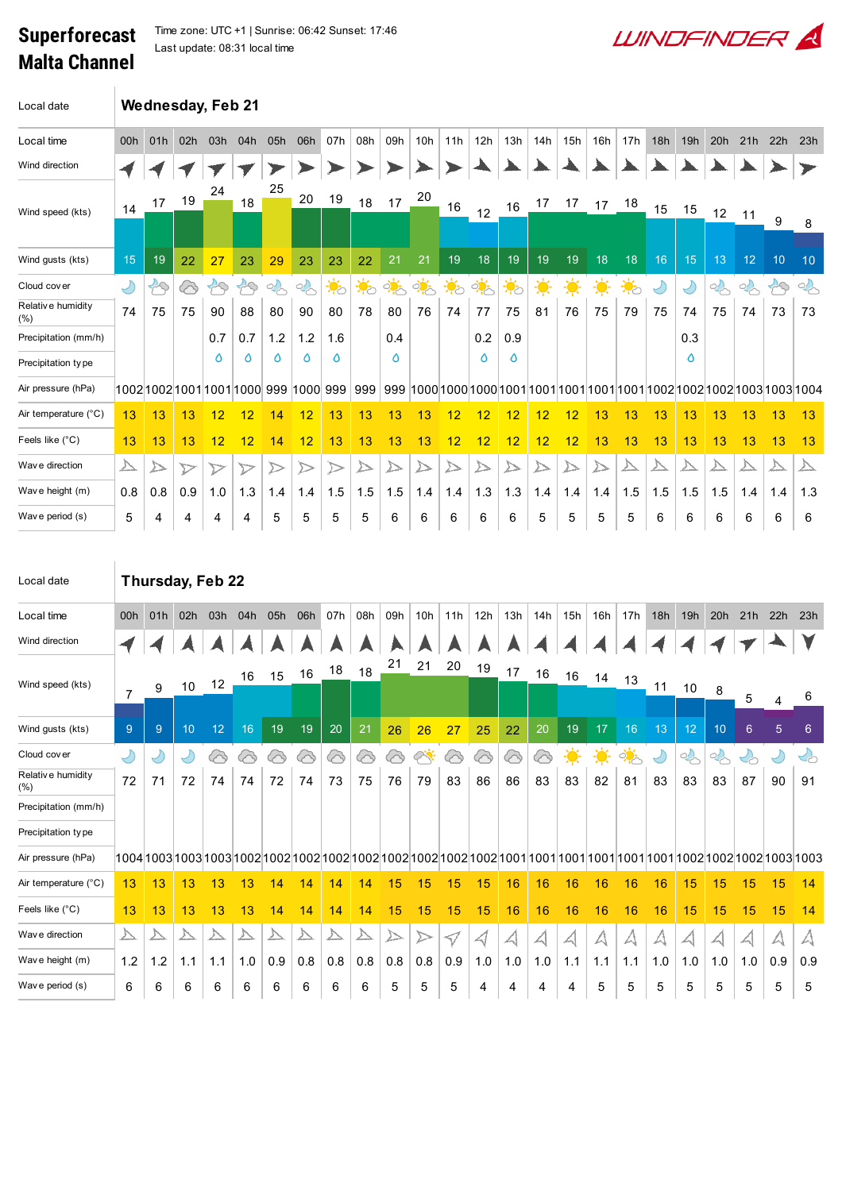# Superforecast Malta Channel

Time zone: UTC +1 | Sunrise: 06:42 Sunset: 17:46
Last update: 08:31 local time

WINDFINDER

## Wednesday, Feb 21

| Local time | 00h | 01h | 02h | 03h | 04h | 05h | 06h | 07h | 08h | 09h | 10h | 11h | 12h | 13h | 14h | 15h | 16h | 17h | 18h | 19h | 20h | 21h | 22h | 23h |
|---|---|---|---|---|---|---|---|---|---|---|---|---|---|---|---|---|---|---|---|---|---|---|---|---|
| Wind direction | | | | | | | | | | | | | | | | | | | | | | | | |
| Wind speed (kts) | 14 | 17 | 19 | 24 | 18 | 25 | 20 | 19 | 18 | 17 | 20 | 16 | 12 | 16 | 17 | 17 | 17 | 18 | 15 | 15 | 12 | 11 | 9 | 8 |
| Wind gusts (kts) | 15 | 19 | 22 | 27 | 23 | 29 | 23 | 23 | 22 | 21 | 21 | 19 | 18 | 19 | 19 | 19 | 18 | 18 | 16 | 15 | 13 | 12 | 10 | 10 |
| Cloud cover | | | | | | | | | | | | | | | | | | | | | | | | |
| Relative humidity (%) | 74 | 75 | 75 | 90 | 88 | 80 | 90 | 80 | 78 | 80 | 76 | 74 | 77 | 75 | 81 | 76 | 75 | 79 | 75 | 74 | 75 | 74 | 73 | 73 |
| Precipitation (mm/h) | | | | 0.7 | 0.7 | 1.2 | 1.2 | 1.6 | | 0.4 | | | 0.2 | 0.9 | | | | | | 0.3 | | | | |
| Precipitation type | | | | rain | rain | rain | rain | rain | | rain | | | rain | rain | | | | | | rain | | | | |
| Air pressure (hPa) | 1002 | 1002 | 1001 | 1001 | 1000 | 999 | 1000 | 999 | 999 | 999 | 1000 | 1000 | 1000 | 1001 | 1001 | 1001 | 1001 | 1001 | 1002 | 1002 | 1002 | 1003 | 1003 | 1004 |
| Air temperature (°C) | 13 | 13 | 13 | 12 | 12 | 14 | 12 | 13 | 13 | 13 | 13 | 12 | 12 | 12 | 12 | 12 | 13 | 13 | 13 | 13 | 13 | 13 | 13 | 13 |
| Feels like (°C) | 13 | 13 | 13 | 12 | 12 | 14 | 12 | 13 | 13 | 13 | 13 | 12 | 12 | 12 | 12 | 12 | 13 | 13 | 13 | 13 | 13 | 13 | 13 | 13 |
| Wave direction | | | | | | | | | | | | | | | | | | | | | | | | |
| Wave height (m) | 0.8 | 0.8 | 0.9 | 1.0 | 1.3 | 1.4 | 1.4 | 1.5 | 1.5 | 1.5 | 1.4 | 1.4 | 1.3 | 1.3 | 1.4 | 1.4 | 1.4 | 1.5 | 1.5 | 1.5 | 1.5 | 1.4 | 1.4 | 1.3 |
| Wave period (s) | 5 | 4 | 4 | 4 | 4 | 5 | 5 | 5 | 5 | 6 | 6 | 6 | 6 | 6 | 5 | 5 | 5 | 5 | 6 | 6 | 6 | 6 | 6 | 6 |

## Thursday, Feb 22

| Local time | 00h | 01h | 02h | 03h | 04h | 05h | 06h | 07h | 08h | 09h | 10h | 11h | 12h | 13h | 14h | 15h | 16h | 17h | 18h | 19h | 20h | 21h | 22h | 23h |
|---|---|---|---|---|---|---|---|---|---|---|---|---|---|---|---|---|---|---|---|---|---|---|---|---|
| Wind direction | | | | | | | | | | | | | | | | | | | | | | | | |
| Wind speed (kts) | 7 | 9 | 10 | 12 | 16 | 15 | 16 | 18 | 18 | 21 | 21 | 20 | 19 | 17 | 16 | 16 | 14 | 13 | 11 | 10 | 8 | 5 | 4 | 6 |
| Wind gusts (kts) | 9 | 9 | 10 | 12 | 16 | 19 | 19 | 20 | 21 | 26 | 26 | 27 | 25 | 22 | 20 | 19 | 17 | 16 | 13 | 12 | 10 | 6 | 5 | 6 |
| Cloud cover | | | | | | | | | | | | | | | | | | | | | | | | |
| Relative humidity (%) | 72 | 71 | 72 | 74 | 74 | 72 | 74 | 73 | 75 | 76 | 79 | 83 | 86 | 86 | 83 | 83 | 82 | 81 | 83 | 83 | 83 | 87 | 90 | 91 |
| Precipitation (mm/h) | | | | | | | | | | | | | | | | | | | | | | | | |
| Precipitation type | | | | | | | | | | | | | | | | | | | | | | | | |
| Air pressure (hPa) | 1004 | 1003 | 1003 | 1003 | 1002 | 1002 | 1002 | 1002 | 1002 | 1002 | 1002 | 1002 | 1002 | 1001 | 1001 | 1001 | 1001 | 1001 | 1001 | 1002 | 1002 | 1002 | 1003 | 1003 |
| Air temperature (°C) | 13 | 13 | 13 | 13 | 13 | 14 | 14 | 14 | 14 | 15 | 15 | 15 | 15 | 16 | 16 | 16 | 16 | 16 | 16 | 15 | 15 | 15 | 15 | 14 |
| Feels like (°C) | 13 | 13 | 13 | 13 | 13 | 14 | 14 | 14 | 14 | 15 | 15 | 15 | 15 | 16 | 16 | 16 | 16 | 16 | 16 | 15 | 15 | 15 | 15 | 14 |
| Wave direction | | | | | | | | | | | | | | | | | | | | | | | | |
| Wave height (m) | 1.2 | 1.2 | 1.1 | 1.1 | 1.0 | 0.9 | 0.8 | 0.8 | 0.8 | 0.8 | 0.8 | 0.9 | 1.0 | 1.0 | 1.0 | 1.1 | 1.1 | 1.1 | 1.0 | 1.0 | 1.0 | 1.0 | 0.9 | 0.9 |
| Wave period (s) | 6 | 6 | 6 | 6 | 6 | 6 | 6 | 6 | 6 | 5 | 5 | 5 | 4 | 4 | 4 | 4 | 5 | 5 | 5 | 5 | 5 | 5 | 5 | 5 |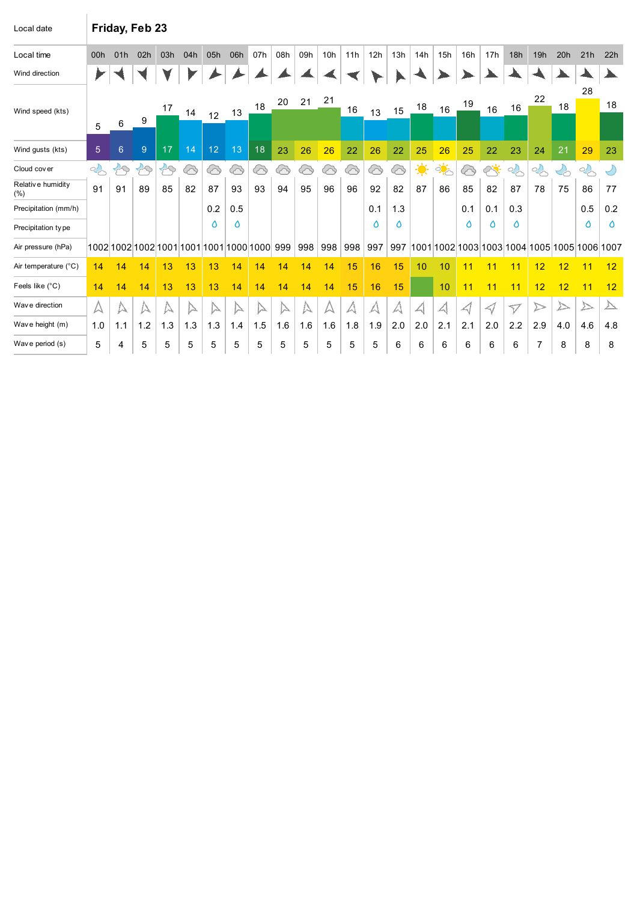| Local date | Friday, Feb 23 | | | | | | | | | | | | | | | | | | | | | |
|---|---|---|---|---|---|---|---|---|---|---|---|---|---|---|---|---|---|---|---|---|---|---|
| Local time | 00h | 01h | 02h | 03h | 04h | 05h | 06h | 07h | 08h | 09h | 10h | 11h | 12h | 13h | 14h | 15h | 16h | 17h | 18h | 19h | 20h | 21h | 22h |
| Wind direction | | | | | | | | | | | | | | | | | | | | | | | |
| Wind speed (kts) | 5 | 6 | 9 | 17 | 14 | 12 | 13 | 18 | 20 | 21 | 21 | 16 | 13 | 15 | 18 | 16 | 19 | 16 | 16 | 22 | 18 | 28 | 18 |
| Wind gusts (kts) | 5 | 6 | 9 | 17 | 14 | 12 | 13 | 18 | 23 | 26 | 26 | 22 | 26 | 22 | 25 | 26 | 25 | 22 | 23 | 24 | 21 | 29 | 23 |
| Cloud cover | | | | | | | | | | | | | | | | | | | | | | | |
| Relative humidity (%) | 91 | 91 | 89 | 85 | 82 | 87 | 93 | 93 | 94 | 95 | 96 | 96 | 92 | 82 | 87 | 86 | 85 | 82 | 87 | 78 | 75 | 86 | 77 |
| Precipitation (mm/h) | | | | | | 0.2 | 0.5 | | | | | | 0.1 | 1.3 | | | 0.1 | 0.1 | 0.3 | | | 0.5 | 0.2 |
| Precipitation type | | | | | | | | | | | | | | | | | | | | | | | |
| Air pressure (hPa) | 1002 | 1002 | 1002 | 1001 | 1001 | 1001 | 1000 | 1000 | 999 | 998 | 998 | 998 | 997 | 997 | 1001 | 1002 | 1003 | 1003 | 1004 | 1005 | 1005 | 1006 | 1007 |
| Air temperature (°C) | 14 | 14 | 14 | 13 | 13 | 13 | 14 | 14 | 14 | 14 | 14 | 15 | 16 | 15 | 10 | 10 | 11 | 11 | 11 | 12 | 12 | 11 | 12 |
| Feels like (°C) | 14 | 14 | 14 | 13 | 13 | 13 | 14 | 14 | 14 | 14 | 14 | 15 | 16 | 15 | | 10 | 11 | 11 | 11 | 12 | 12 | 11 | 12 |
| Wave direction | | | | | | | | | | | | | | | | | | | | | | | |
| Wave height (m) | 1.0 | 1.1 | 1.2 | 1.3 | 1.3 | 1.3 | 1.4 | 1.5 | 1.6 | 1.6 | 1.6 | 1.8 | 1.9 | 2.0 | 2.0 | 2.1 | 2.1 | 2.0 | 2.2 | 2.9 | 4.0 | 4.6 | 4.8 |
| Wave period (s) | 5 | 4 | 5 | 5 | 5 | 5 | 5 | 5 | 5 | 5 | 5 | 5 | 5 | 6 | 6 | 6 | 6 | 6 | 6 | 7 | 8 | 8 | 8 |